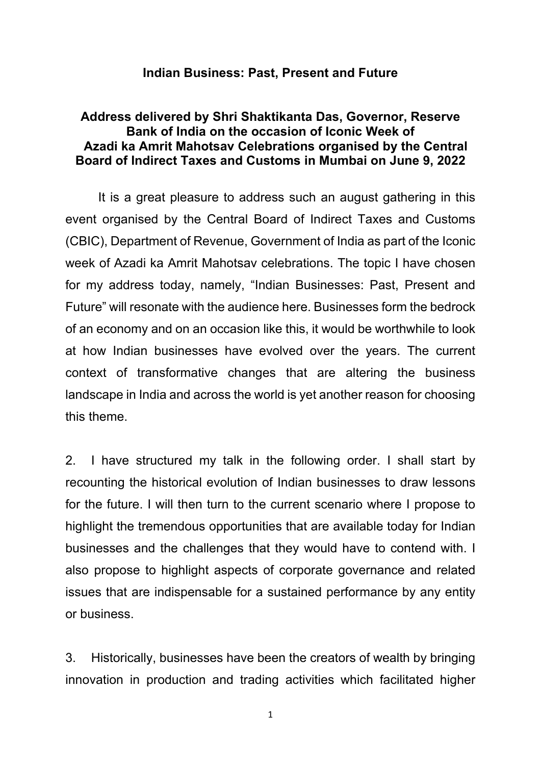# Indian Business: Past, Present and Future

**Address delivered by Shri Shaktikanta Das, Governor, Reserve Bank of India on the occasion of Iconic Week of Azadi ka Amrit Mahotsav Celebrations organised by the Central Board of Indirect Taxes and Customs in Mumbai on June 9, 2022**

It is a great pleasure to address such an august gathering in this event organised by the Central Board of Indirect Taxes and Customs (CBIC), Department of Revenue, Government of India as part of the Iconic week of Azadi ka Amrit Mahotsav celebrations. The topic I have chosen for my address today, namely, "Indian Businesses: Past, Present and Future" will resonate with the audience here. Businesses form the bedrock of an economy and on an occasion like this, it would be worthwhile to look at how Indian businesses have evolved over the years. The current context of transformative changes that are altering the business landscape in India and across the world is yet another reason for choosing this theme.

2. I have structured my talk in the following order. I shall start by recounting the historical evolution of Indian businesses to draw lessons for the future. I will then turn to the current scenario where I propose to highlight the tremendous opportunities that are available today for Indian businesses and the challenges that they would have to contend with. I also propose to highlight aspects of corporate governance and related issues that are indispensable for a sustained performance by any entity or business.

3. Historically, businesses have been the creators of wealth by bringing innovation in production and trading activities which facilitated higher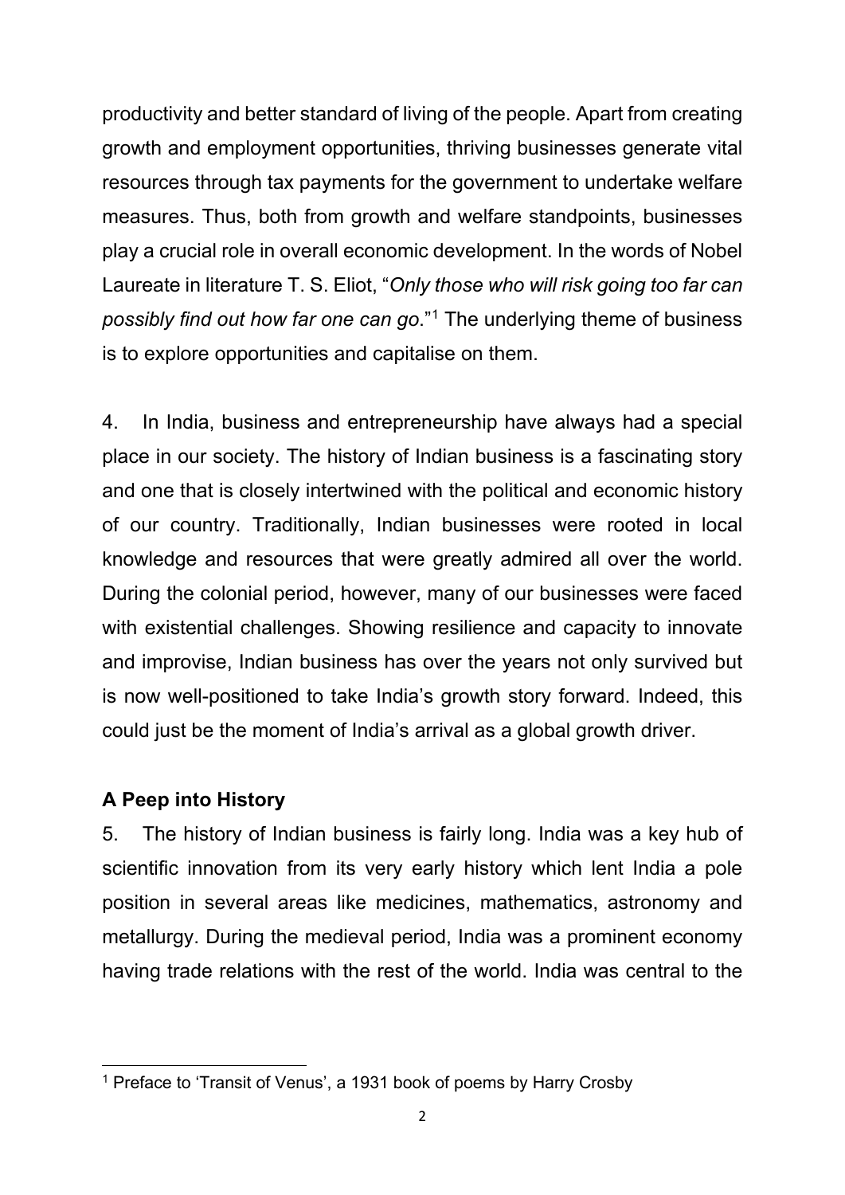productivity and better standard of living of the people. Apart from creating growth and employment opportunities, thriving businesses generate vital resources through tax payments for the government to undertake welfare measures. Thus, both from growth and welfare standpoints, businesses play a crucial role in overall economic development. In the words of Nobel Laureate in literature T. S. Eliot, "*Only those who will risk going too far can possibly find out how far one can go*."[1] The underlying theme of business is to explore opportunities and capitalise on them.

4. In India, business and entrepreneurship have always had a special place in our society. The history of Indian business is a fascinating story and one that is closely intertwined with the political and economic history of our country. Traditionally, Indian businesses were rooted in local knowledge and resources that were greatly admired all over the world. During the colonial period, however, many of our businesses were faced with existential challenges. Showing resilience and capacity to innovate and improvise, Indian business has over the years not only survived but is now well-positioned to take India's growth story forward. Indeed, this could just be the moment of India's arrival as a global growth driver.

**A Peep into History**

5. The history of Indian business is fairly long. India was a key hub of scientific innovation from its very early history which lent India a pole position in several areas like medicines, mathematics, astronomy and metallurgy. During the medieval period, India was a prominent economy having trade relations with the rest of the world. India was central to the

---

[1] Preface to 'Transit of Venus', a 1931 book of poems by Harry Crosby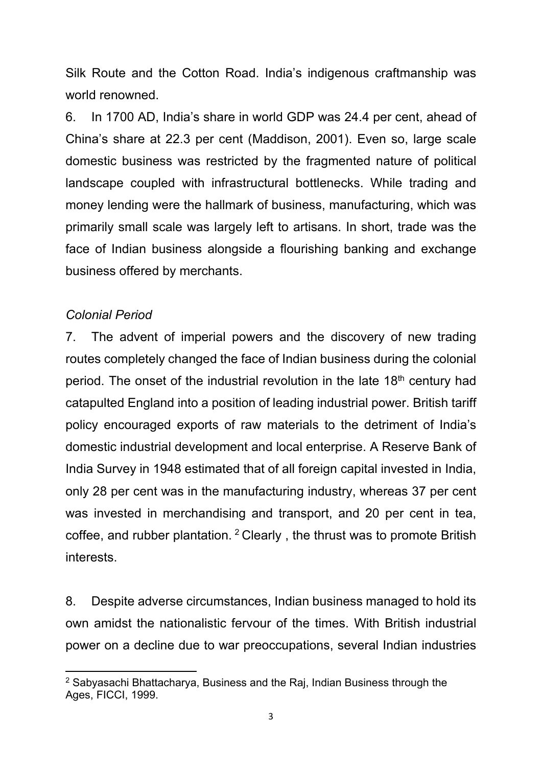Silk Route and the Cotton Road. India's indigenous craftmanship was world renowned.

6. In 1700 AD, India's share in world GDP was 24.4 per cent, ahead of China's share at 22.3 per cent (Maddison, 2001). Even so, large scale domestic business was restricted by the fragmented nature of political landscape coupled with infrastructural bottlenecks. While trading and money lending were the hallmark of business, manufacturing, which was primarily small scale was largely left to artisans. In short, trade was the face of Indian business alongside a flourishing banking and exchange business offered by merchants.

*Colonial Period*

7. The advent of imperial powers and the discovery of new trading routes completely changed the face of Indian business during the colonial period. The onset of the industrial revolution in the late 18th century had catapulted England into a position of leading industrial power. British tariff policy encouraged exports of raw materials to the detriment of India's domestic industrial development and local enterprise. A Reserve Bank of India Survey in 1948 estimated that of all foreign capital invested in India, only 28 per cent was in the manufacturing industry, whereas 37 per cent was invested in merchandising and transport, and 20 per cent in tea, coffee, and rubber plantation. [2] Clearly , the thrust was to promote British interests.

8. Despite adverse circumstances, Indian business managed to hold its own amidst the nationalistic fervour of the times. With British industrial power on a decline due to war preoccupations, several Indian industries

[2] Sabyasachi Bhattacharya, Business and the Raj, Indian Business through the Ages, FICCI, 1999.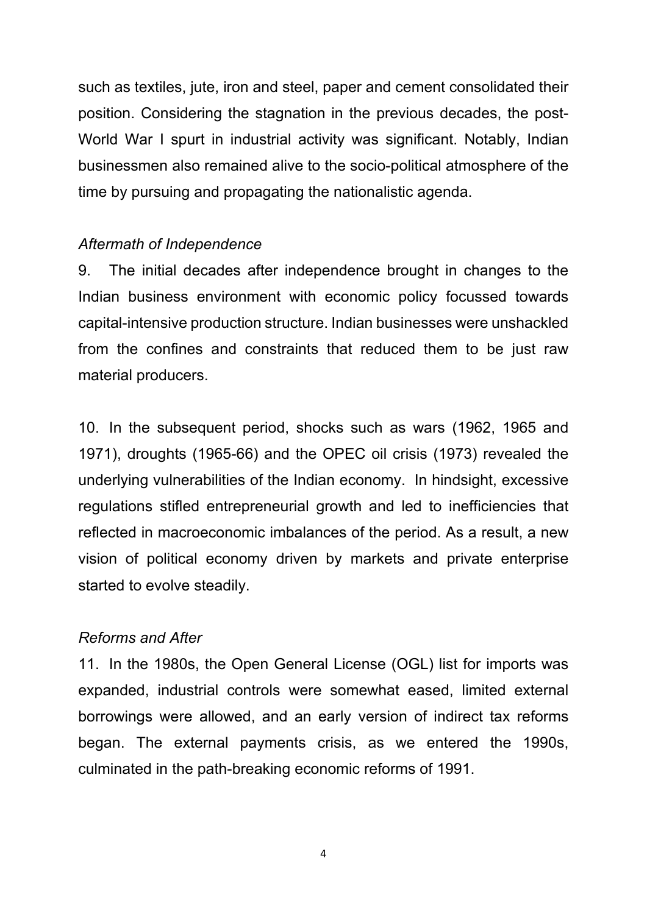such as textiles, jute, iron and steel, paper and cement consolidated their position. Considering the stagnation in the previous decades, the post-World War I spurt in industrial activity was significant. Notably, Indian businessmen also remained alive to the socio-political atmosphere of the time by pursuing and propagating the nationalistic agenda.

*Aftermath of Independence*

9. The initial decades after independence brought in changes to the Indian business environment with economic policy focussed towards capital-intensive production structure. Indian businesses were unshackled from the confines and constraints that reduced them to be just raw material producers.

10. In the subsequent period, shocks such as wars (1962, 1965 and 1971), droughts (1965-66) and the OPEC oil crisis (1973) revealed the underlying vulnerabilities of the Indian economy. In hindsight, excessive regulations stifled entrepreneurial growth and led to inefficiencies that reflected in macroeconomic imbalances of the period. As a result, a new vision of political economy driven by markets and private enterprise started to evolve steadily.

*Reforms and After*

11. In the 1980s, the Open General License (OGL) list for imports was expanded, industrial controls were somewhat eased, limited external borrowings were allowed, and an early version of indirect tax reforms began. The external payments crisis, as we entered the 1990s, culminated in the path-breaking economic reforms of 1991.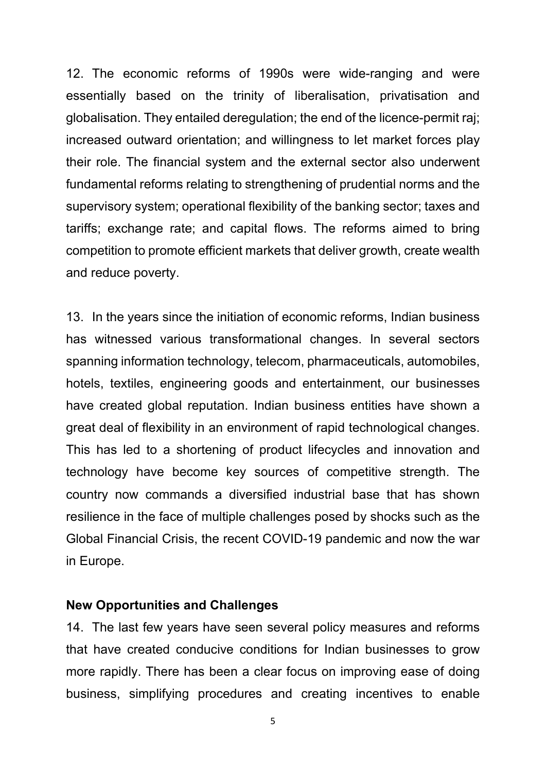12. The economic reforms of 1990s were wide-ranging and were essentially based on the trinity of liberalisation, privatisation and globalisation. They entailed deregulation; the end of the licence-permit raj; increased outward orientation; and willingness to let market forces play their role. The financial system and the external sector also underwent fundamental reforms relating to strengthening of prudential norms and the supervisory system; operational flexibility of the banking sector; taxes and tariffs; exchange rate; and capital flows. The reforms aimed to bring competition to promote efficient markets that deliver growth, create wealth and reduce poverty.

13. In the years since the initiation of economic reforms, Indian business has witnessed various transformational changes. In several sectors spanning information technology, telecom, pharmaceuticals, automobiles, hotels, textiles, engineering goods and entertainment, our businesses have created global reputation. Indian business entities have shown a great deal of flexibility in an environment of rapid technological changes. This has led to a shortening of product lifecycles and innovation and technology have become key sources of competitive strength. The country now commands a diversified industrial base that has shown resilience in the face of multiple challenges posed by shocks such as the Global Financial Crisis, the recent COVID-19 pandemic and now the war in Europe.

**New Opportunities and Challenges**

14. The last few years have seen several policy measures and reforms that have created conducive conditions for Indian businesses to grow more rapidly. There has been a clear focus on improving ease of doing business, simplifying procedures and creating incentives to enable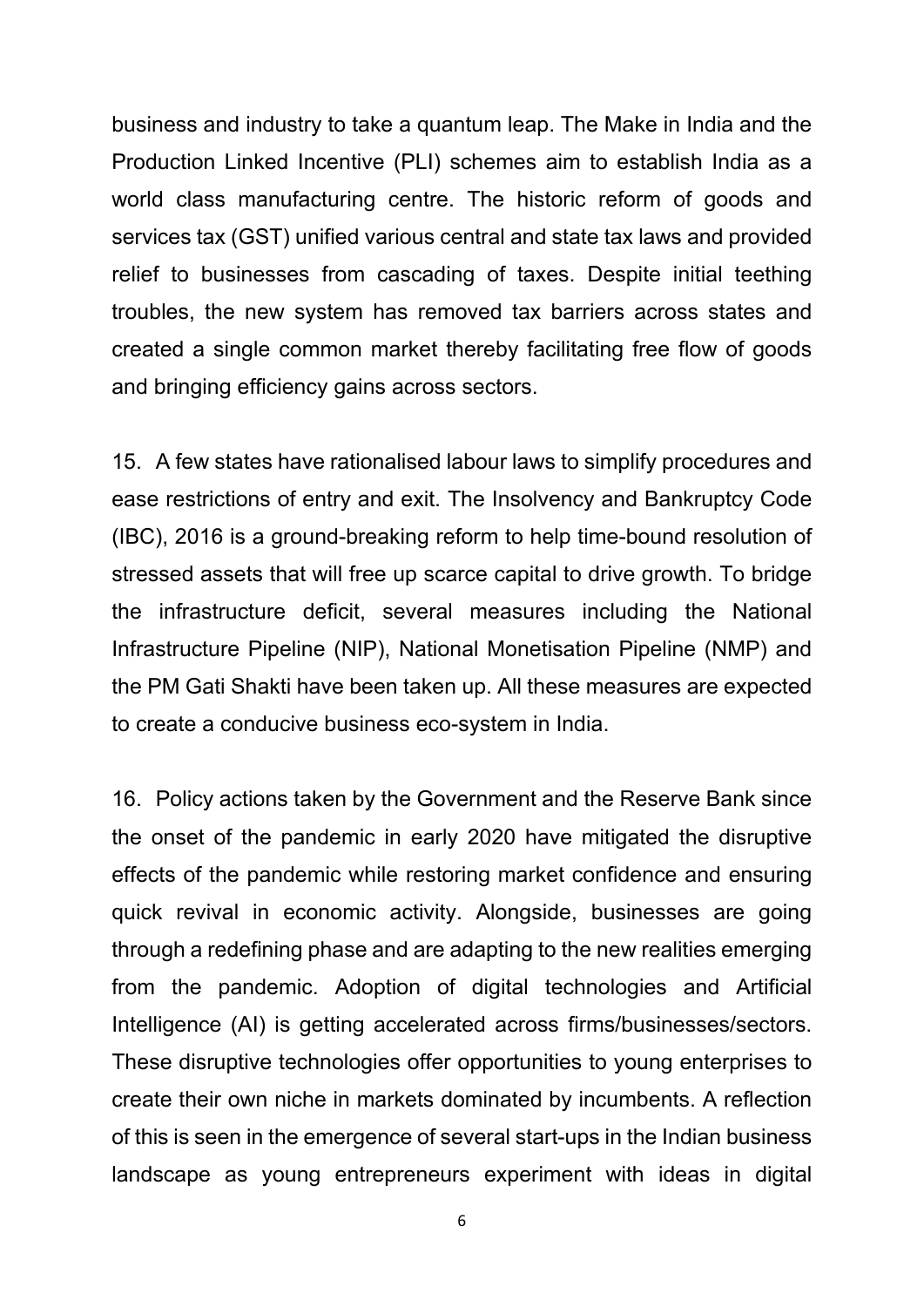business and industry to take a quantum leap. The Make in India and the Production Linked Incentive (PLI) schemes aim to establish India as a world class manufacturing centre. The historic reform of goods and services tax (GST) unified various central and state tax laws and provided relief to businesses from cascading of taxes. Despite initial teething troubles, the new system has removed tax barriers across states and created a single common market thereby facilitating free flow of goods and bringing efficiency gains across sectors.

15. A few states have rationalised labour laws to simplify procedures and ease restrictions of entry and exit. The Insolvency and Bankruptcy Code (IBC), 2016 is a ground-breaking reform to help time-bound resolution of stressed assets that will free up scarce capital to drive growth. To bridge the infrastructure deficit, several measures including the National Infrastructure Pipeline (NIP), National Monetisation Pipeline (NMP) and the PM Gati Shakti have been taken up. All these measures are expected to create a conducive business eco-system in India.

16. Policy actions taken by the Government and the Reserve Bank since the onset of the pandemic in early 2020 have mitigated the disruptive effects of the pandemic while restoring market confidence and ensuring quick revival in economic activity. Alongside, businesses are going through a redefining phase and are adapting to the new realities emerging from the pandemic. Adoption of digital technologies and Artificial Intelligence (AI) is getting accelerated across firms/businesses/sectors. These disruptive technologies offer opportunities to young enterprises to create their own niche in markets dominated by incumbents. A reflection of this is seen in the emergence of several start-ups in the Indian business landscape as young entrepreneurs experiment with ideas in digital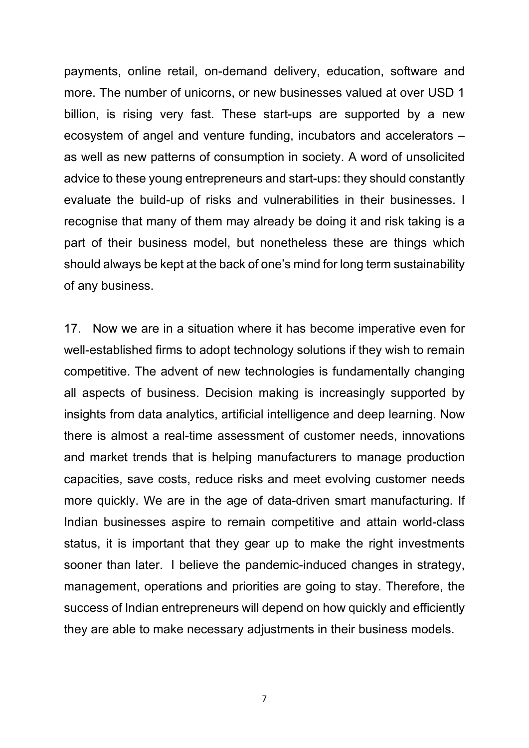payments, online retail, on-demand delivery, education, software and more. The number of unicorns, or new businesses valued at over USD 1 billion, is rising very fast. These start-ups are supported by a new ecosystem of angel and venture funding, incubators and accelerators – as well as new patterns of consumption in society. A word of unsolicited advice to these young entrepreneurs and start-ups: they should constantly evaluate the build-up of risks and vulnerabilities in their businesses. I recognise that many of them may already be doing it and risk taking is a part of their business model, but nonetheless these are things which should always be kept at the back of one's mind for long term sustainability of any business.

17. Now we are in a situation where it has become imperative even for well-established firms to adopt technology solutions if they wish to remain competitive. The advent of new technologies is fundamentally changing all aspects of business. Decision making is increasingly supported by insights from data analytics, artificial intelligence and deep learning. Now there is almost a real-time assessment of customer needs, innovations and market trends that is helping manufacturers to manage production capacities, save costs, reduce risks and meet evolving customer needs more quickly. We are in the age of data-driven smart manufacturing. If Indian businesses aspire to remain competitive and attain world-class status, it is important that they gear up to make the right investments sooner than later. I believe the pandemic-induced changes in strategy, management, operations and priorities are going to stay. Therefore, the success of Indian entrepreneurs will depend on how quickly and efficiently they are able to make necessary adjustments in their business models.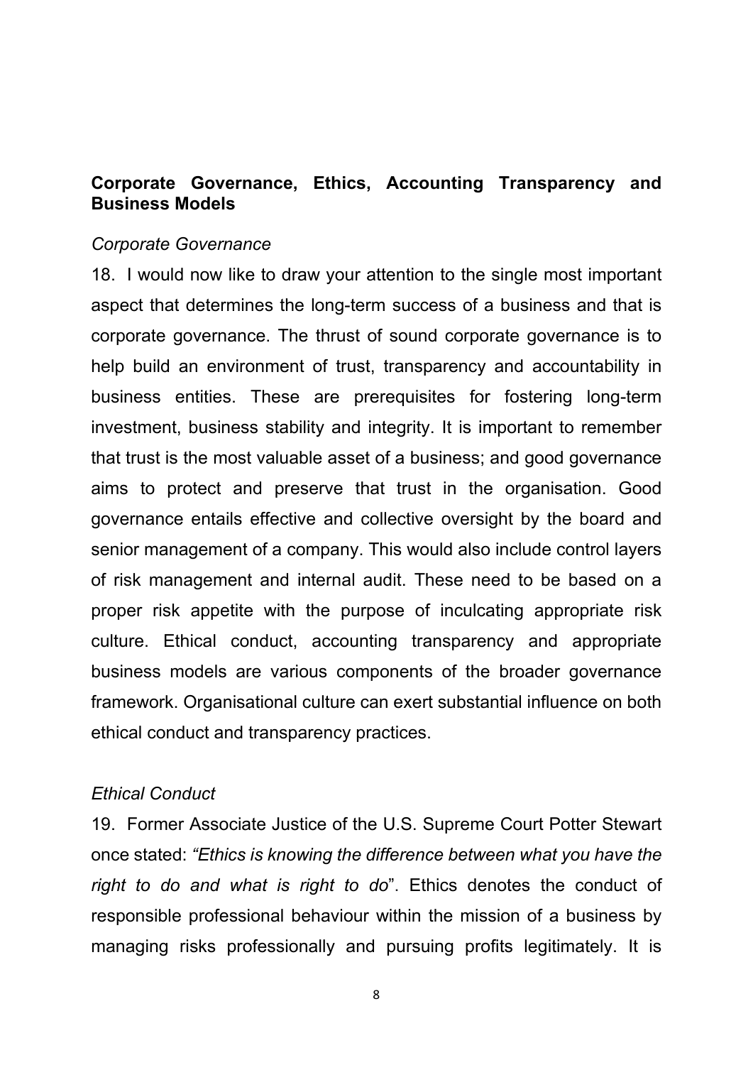## Corporate Governance, Ethics, Accounting Transparency and Business Models

*Corporate Governance*

18. I would now like to draw your attention to the single most important aspect that determines the long-term success of a business and that is corporate governance. The thrust of sound corporate governance is to help build an environment of trust, transparency and accountability in business entities. These are prerequisites for fostering long-term investment, business stability and integrity. It is important to remember that trust is the most valuable asset of a business; and good governance aims to protect and preserve that trust in the organisation. Good governance entails effective and collective oversight by the board and senior management of a company. This would also include control layers of risk management and internal audit. These need to be based on a proper risk appetite with the purpose of inculcating appropriate risk culture. Ethical conduct, accounting transparency and appropriate business models are various components of the broader governance framework. Organisational culture can exert substantial influence on both ethical conduct and transparency practices.

*Ethical Conduct*

19. Former Associate Justice of the U.S. Supreme Court Potter Stewart once stated: *"Ethics is knowing the difference between what you have the right to do and what is right to do*". Ethics denotes the conduct of responsible professional behaviour within the mission of a business by managing risks professionally and pursuing profits legitimately. It is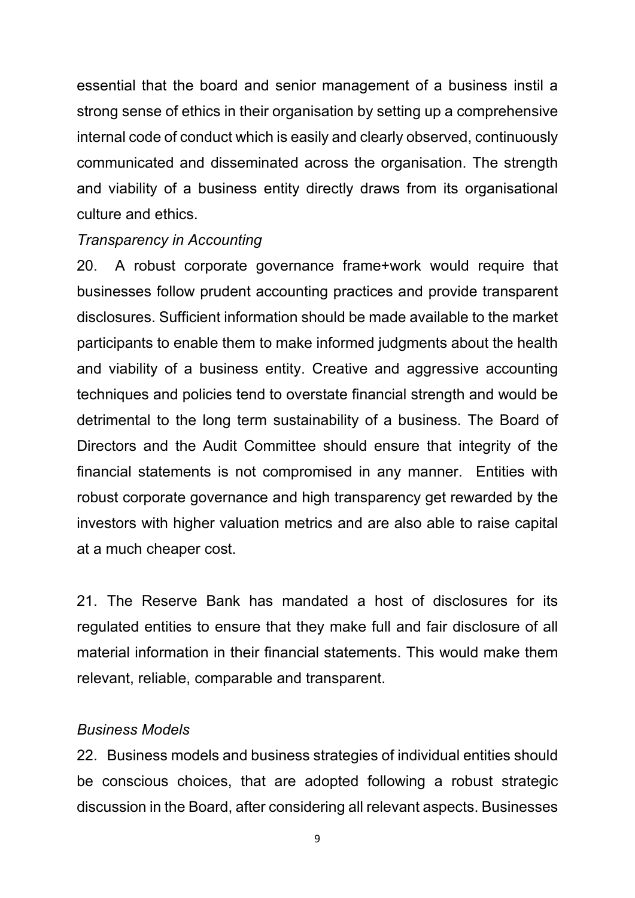essential that the board and senior management of a business instil a strong sense of ethics in their organisation by setting up a comprehensive internal code of conduct which is easily and clearly observed, continuously communicated and disseminated across the organisation. The strength and viability of a business entity directly draws from its organisational culture and ethics.

*Transparency in Accounting*

20. A robust corporate governance frame+work would require that businesses follow prudent accounting practices and provide transparent disclosures. Sufficient information should be made available to the market participants to enable them to make informed judgments about the health and viability of a business entity. Creative and aggressive accounting techniques and policies tend to overstate financial strength and would be detrimental to the long term sustainability of a business. The Board of Directors and the Audit Committee should ensure that integrity of the financial statements is not compromised in any manner. Entities with robust corporate governance and high transparency get rewarded by the investors with higher valuation metrics and are also able to raise capital at a much cheaper cost.

21. The Reserve Bank has mandated a host of disclosures for its regulated entities to ensure that they make full and fair disclosure of all material information in their financial statements. This would make them relevant, reliable, comparable and transparent.

*Business Models*

22. Business models and business strategies of individual entities should be conscious choices, that are adopted following a robust strategic discussion in the Board, after considering all relevant aspects. Businesses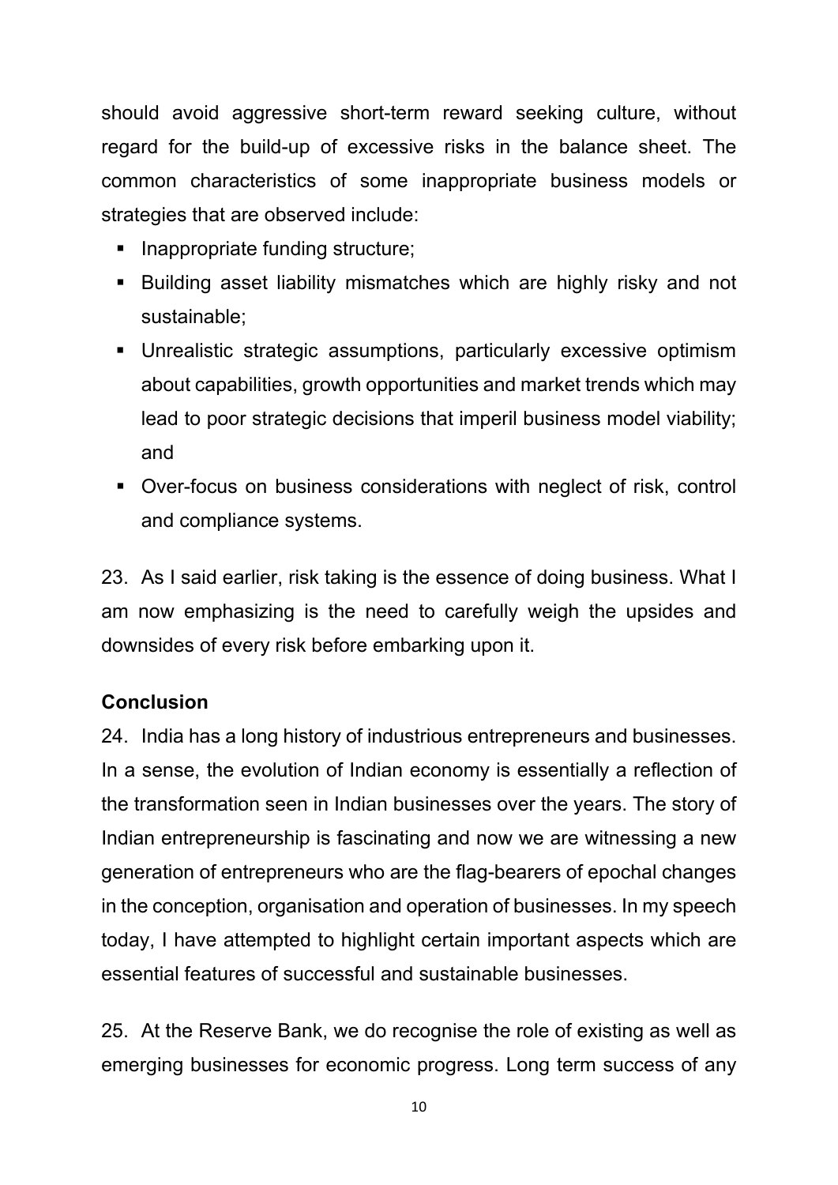should avoid aggressive short-term reward seeking culture, without regard for the build-up of excessive risks in the balance sheet. The common characteristics of some inappropriate business models or strategies that are observed include:

- Inappropriate funding structure;
- Building asset liability mismatches which are highly risky and not sustainable;
- Unrealistic strategic assumptions, particularly excessive optimism about capabilities, growth opportunities and market trends which may lead to poor strategic decisions that imperil business model viability; and
- Over-focus on business considerations with neglect of risk, control and compliance systems.

23. As I said earlier, risk taking is the essence of doing business. What I am now emphasizing is the need to carefully weigh the upsides and downsides of every risk before embarking upon it.

**Conclusion**

24. India has a long history of industrious entrepreneurs and businesses. In a sense, the evolution of Indian economy is essentially a reflection of the transformation seen in Indian businesses over the years. The story of Indian entrepreneurship is fascinating and now we are witnessing a new generation of entrepreneurs who are the flag-bearers of epochal changes in the conception, organisation and operation of businesses. In my speech today, I have attempted to highlight certain important aspects which are essential features of successful and sustainable businesses.

25. At the Reserve Bank, we do recognise the role of existing as well as emerging businesses for economic progress. Long term success of any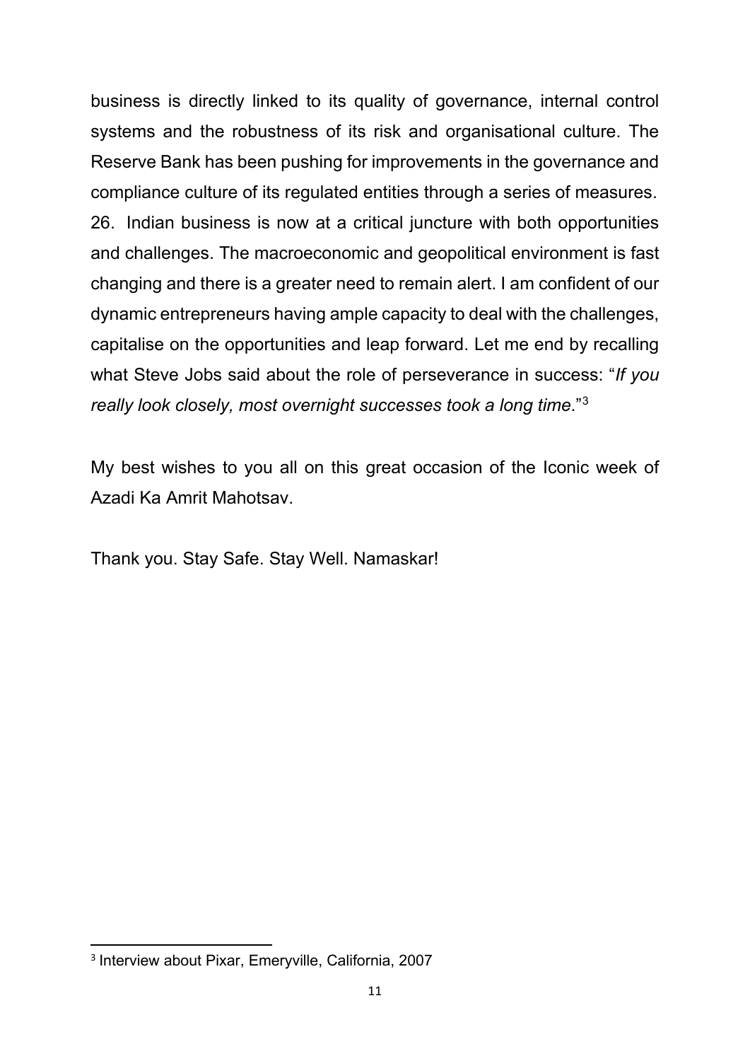business is directly linked to its quality of governance, internal control systems and the robustness of its risk and organisational culture. The Reserve Bank has been pushing for improvements in the governance and compliance culture of its regulated entities through a series of measures.

26. Indian business is now at a critical juncture with both opportunities and challenges. The macroeconomic and geopolitical environment is fast changing and there is a greater need to remain alert. I am confident of our dynamic entrepreneurs having ample capacity to deal with the challenges, capitalise on the opportunities and leap forward. Let me end by recalling what Steve Jobs said about the role of perseverance in success: "*If you really look closely, most overnight successes took a long time.*"[3]

My best wishes to you all on this great occasion of the Iconic week of Azadi Ka Amrit Mahotsav.

Thank you. Stay Safe. Stay Well. Namaskar!

---

[3] Interview about Pixar, Emeryville, California, 2007